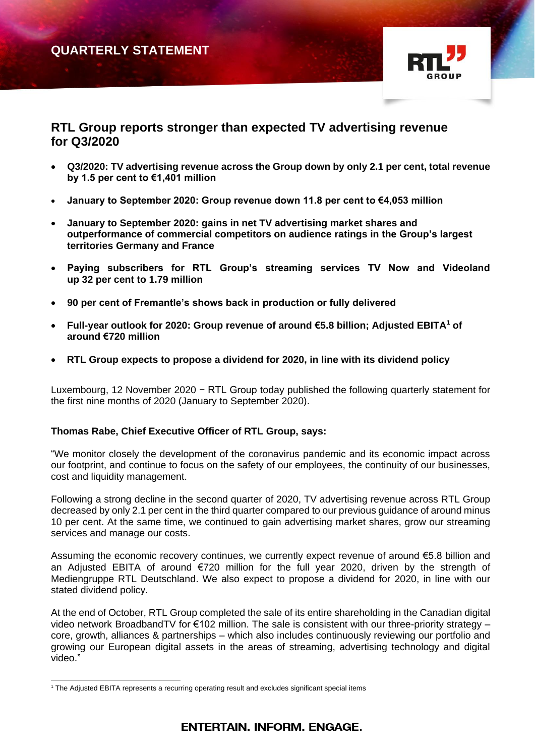QUARTERLY STATEMENT

# RTL Group reports stronger than expected TV advertising revenue for Q3/2020

- **Q3/2020: TV advertising revenue across the Group down by only 2.1 per cent, total revenue by 1.5 per cent to €1,401 million**
- **January to September 2020: Group revenue down 11.8 per cent to €4,053 million**
- **January to September 2020: gains in net TV advertising market shares and outperformance of commercial competitors on audience ratings in the Group's largest territories Germany and France**
- **Paying subscribers for RTL Group's streaming services TV Now and Videoland up 32 per cent to 1.79 million**
- **90 per cent of Fremantle's shows back in production or fully delivered**
- **Full-year outlook for 2020: Group revenue of around €5.8 billion; Adjusted EBITA[1] of around €720 million**
- **RTL Group expects to propose a dividend for 2020, in line with its dividend policy**

Luxembourg, 12 November 2020 − RTL Group today published the following quarterly statement for the first nine months of 2020 (January to September 2020).

**Thomas Rabe, Chief Executive Officer of RTL Group, says:**

"We monitor closely the development of the coronavirus pandemic and its economic impact across our footprint, and continue to focus on the safety of our employees, the continuity of our businesses, cost and liquidity management.

Following a strong decline in the second quarter of 2020, TV advertising revenue across RTL Group decreased by only 2.1 per cent in the third quarter compared to our previous guidance of around minus 10 per cent. At the same time, we continued to gain advertising market shares, grow our streaming services and manage our costs.

Assuming the economic recovery continues, we currently expect revenue of around €5.8 billion and an Adjusted EBITA of around €720 million for the full year 2020, driven by the strength of Mediengruppe RTL Deutschland. We also expect to propose a dividend for 2020, in line with our stated dividend policy.

At the end of October, RTL Group completed the sale of its entire shareholding in the Canadian digital video network BroadbandTV for €102 million. The sale is consistent with our three-priority strategy – core, growth, alliances & partnerships – which also includes continuously reviewing our portfolio and growing our European digital assets in the areas of streaming, advertising technology and digital video."

[1] The Adjusted EBITA represents a recurring operating result and excludes significant special items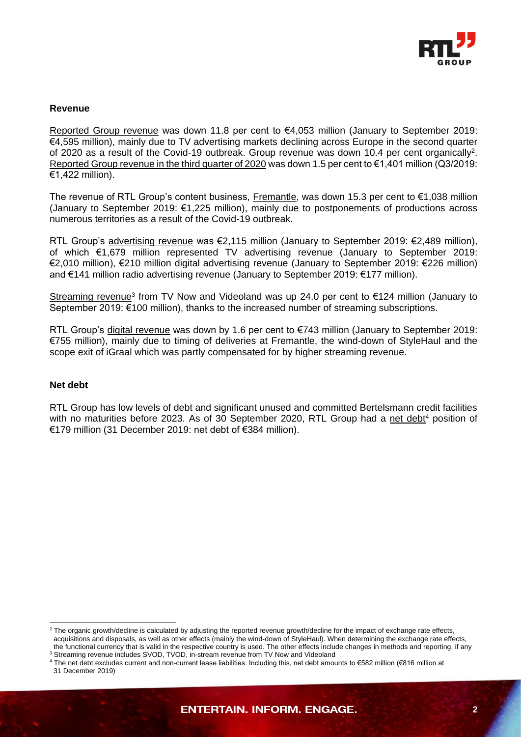## Revenue

Reported Group revenue was down 11.8 per cent to €4,053 million (January to September 2019: €4,595 million), mainly due to TV advertising markets declining across Europe in the second quarter of 2020 as a result of the Covid-19 outbreak. Group revenue was down 10.4 per cent organically[2]. Reported Group revenue in the third quarter of 2020 was down 1.5 per cent to €1,401 million (Q3/2019: €1,422 million).

The revenue of RTL Group's content business, Fremantle, was down 15.3 per cent to €1,038 million (January to September 2019: €1,225 million), mainly due to postponements of productions across numerous territories as a result of the Covid-19 outbreak.

RTL Group's advertising revenue was €2,115 million (January to September 2019: €2,489 million), of which €1,679 million represented TV advertising revenue (January to September 2019: €2,010 million), €210 million digital advertising revenue (January to September 2019: €226 million) and €141 million radio advertising revenue (January to September 2019: €177 million).

Streaming revenue[3] from TV Now and Videoland was up 24.0 per cent to €124 million (January to September 2019: €100 million), thanks to the increased number of streaming subscriptions.

RTL Group's digital revenue was down by 1.6 per cent to €743 million (January to September 2019: €755 million), mainly due to timing of deliveries at Fremantle, the wind-down of StyleHaul and the scope exit of iGraal which was partly compensated for by higher streaming revenue.

## Net debt

RTL Group has low levels of debt and significant unused and committed Bertelsmann credit facilities with no maturities before 2023. As of 30 September 2020, RTL Group had a net debt[4] position of €179 million (31 December 2019: net debt of €384 million).

---

[2] The organic growth/decline is calculated by adjusting the reported revenue growth/decline for the impact of exchange rate effects, acquisitions and disposals, as well as other effects (mainly the wind-down of StyleHaul). When determining the exchange rate effects, the functional currency that is valid in the respective country is used. The other effects include changes in methods and reporting, if any

[3] Streaming revenue includes SVOD, TVOD, in-stream revenue from TV Now and Videoland

[4] The net debt excludes current and non-current lease liabilities. Including this, net debt amounts to €582 million (€816 million at 31 December 2019)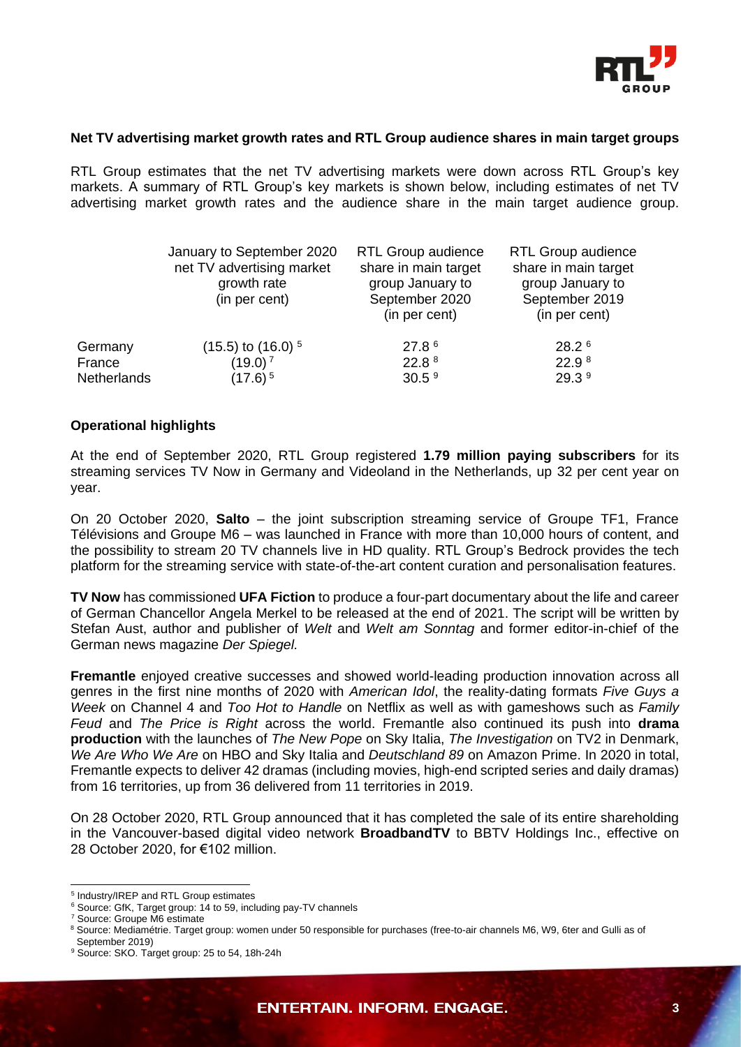**Net TV advertising market growth rates and RTL Group audience shares in main target groups**

RTL Group estimates that the net TV advertising markets were down across RTL Group's key markets. A summary of RTL Group's key markets is shown below, including estimates of net TV advertising market growth rates and the audience share in the main target audience group.

| | January to September 2020 net TV advertising market growth rate (in per cent) | RTL Group audience share in main target group January to September 2020 (in per cent) | RTL Group audience share in main target group January to September 2019 (in per cent) |
|---|---|---|---|
| Germany | (15.5) to (16.0) [5] | 27.8 [6] | 28.2 [6] |
| France | (19.0) [7] | 22.8 [8] | 22.9 [8] |
| Netherlands | (17.6) [5] | 30.5 [9] | 29.3 [9] |

**Operational highlights**

At the end of September 2020, RTL Group registered **1.79 million paying subscribers** for its streaming services TV Now in Germany and Videoland in the Netherlands, up 32 per cent year on year.

On 20 October 2020, **Salto** – the joint subscription streaming service of Groupe TF1, France Télévisions and Groupe M6 – was launched in France with more than 10,000 hours of content, and the possibility to stream 20 TV channels live in HD quality. RTL Group's Bedrock provides the tech platform for the streaming service with state-of-the-art content curation and personalisation features.

**TV Now** has commissioned **UFA Fiction** to produce a four-part documentary about the life and career of German Chancellor Angela Merkel to be released at the end of 2021. The script will be written by Stefan Aust, author and publisher of *Welt* and *Welt am Sonntag* and former editor-in-chief of the German news magazine *Der Spiegel.*

**Fremantle** enjoyed creative successes and showed world-leading production innovation across all genres in the first nine months of 2020 with *American Idol*, the reality-dating formats *Five Guys a Week* on Channel 4 and *Too Hot to Handle* on Netflix as well as with gameshows such as *Family Feud* and *The Price is Right* across the world. Fremantle also continued its push into **drama production** with the launches of *The New Pope* on Sky Italia, *The Investigation* on TV2 in Denmark, *We Are Who We Are* on HBO and Sky Italia and *Deutschland 89* on Amazon Prime. In 2020 in total, Fremantle expects to deliver 42 dramas (including movies, high-end scripted series and daily dramas) from 16 territories, up from 36 delivered from 11 territories in 2019.

On 28 October 2020, RTL Group announced that it has completed the sale of its entire shareholding in the Vancouver-based digital video network **BroadbandTV** to BBTV Holdings Inc., effective on 28 October 2020, for €102 million.

---

[5] Industry/IREP and RTL Group estimates
[6] Source: GfK, Target group: 14 to 59, including pay-TV channels
[7] Source: Groupe M6 estimate
[8] Source: Médiamétrie. Target group: women under 50 responsible for purchases (free-to-air channels M6, W9, 6ter and Gulli as of September 2019)
[9] Source: SKO. Target group: 25 to 54, 18h-24h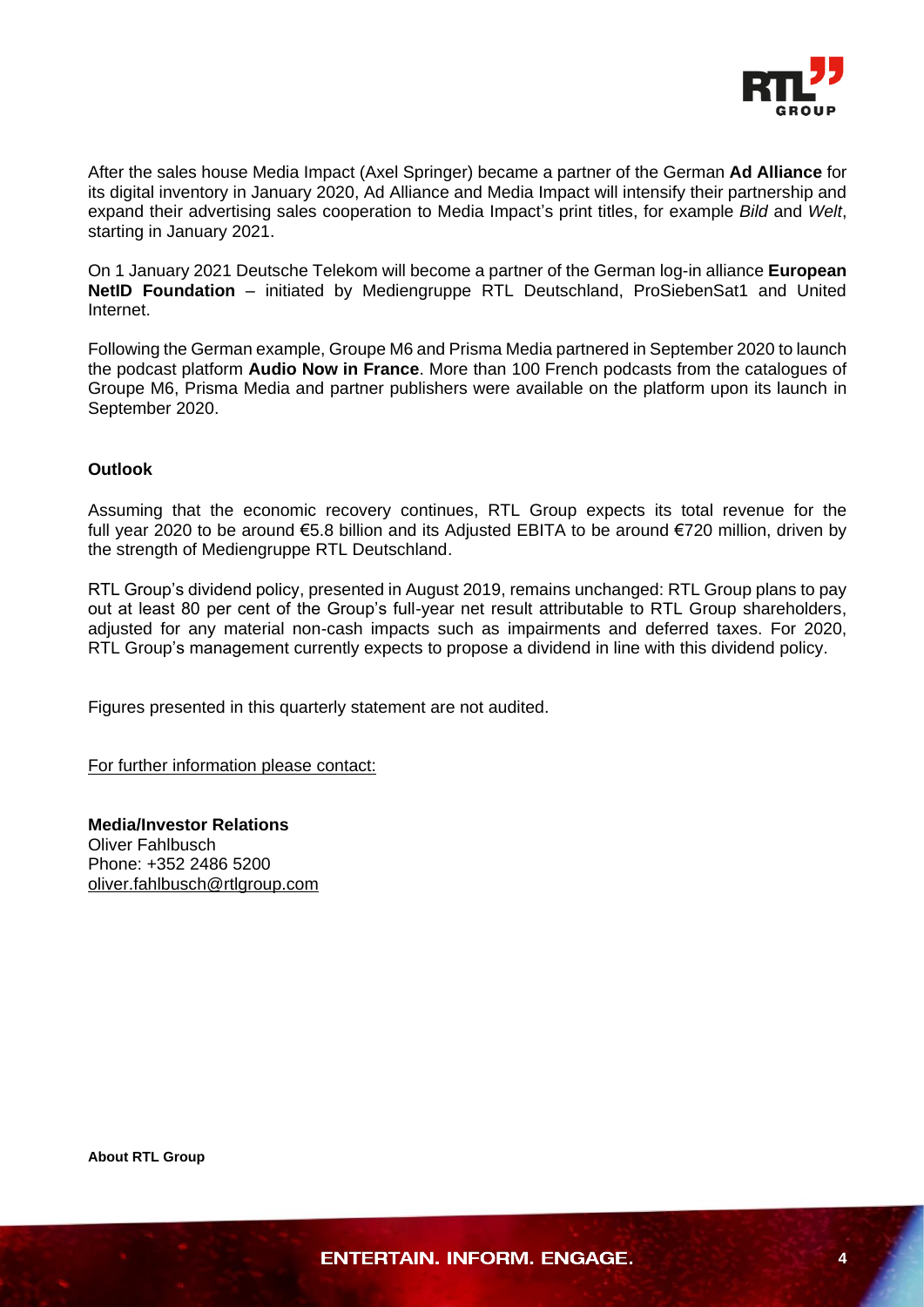After the sales house Media Impact (Axel Springer) became a partner of the German **Ad Alliance** for its digital inventory in January 2020, Ad Alliance and Media Impact will intensify their partnership and expand their advertising sales cooperation to Media Impact's print titles, for example *Bild* and *Welt*, starting in January 2021.

On 1 January 2021 Deutsche Telekom will become a partner of the German log-in alliance **European NetID Foundation** – initiated by Mediengruppe RTL Deutschland, ProSiebenSat1 and United Internet.

Following the German example, Groupe M6 and Prisma Media partnered in September 2020 to launch the podcast platform **Audio Now in France**. More than 100 French podcasts from the catalogues of Groupe M6, Prisma Media and partner publishers were available on the platform upon its launch in September 2020.

**Outlook**

Assuming that the economic recovery continues, RTL Group expects its total revenue for the full year 2020 to be around €5.8 billion and its Adjusted EBITA to be around €720 million, driven by the strength of Mediengruppe RTL Deutschland.

RTL Group's dividend policy, presented in August 2019, remains unchanged: RTL Group plans to pay out at least 80 per cent of the Group's full-year net result attributable to RTL Group shareholders, adjusted for any material non-cash impacts such as impairments and deferred taxes. For 2020, RTL Group's management currently expects to propose a dividend in line with this dividend policy.

Figures presented in this quarterly statement are not audited.

For further information please contact:

**Media/Investor Relations**
Oliver Fahlbusch
Phone: +352 2486 5200
oliver.fahlbusch@rtlgroup.com

**About RTL Group**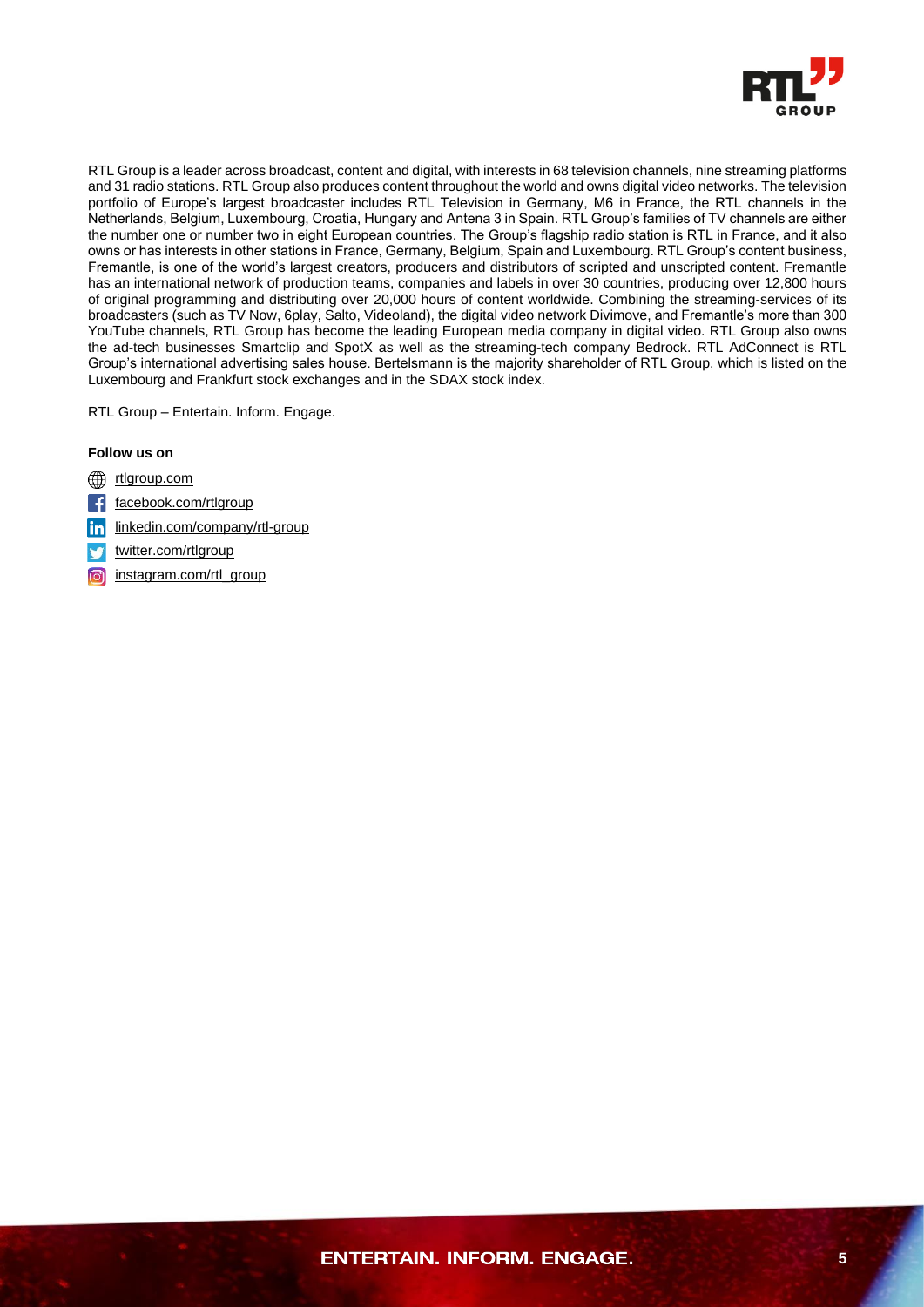RTL Group is a leader across broadcast, content and digital, with interests in 68 television channels, nine streaming platforms and 31 radio stations. RTL Group also produces content throughout the world and owns digital video networks. The television portfolio of Europe's largest broadcaster includes RTL Television in Germany, M6 in France, the RTL channels in the Netherlands, Belgium, Luxembourg, Croatia, Hungary and Antena 3 in Spain. RTL Group's families of TV channels are either the number one or number two in eight European countries. The Group's flagship radio station is RTL in France, and it also owns or has interests in other stations in France, Germany, Belgium, Spain and Luxembourg. RTL Group's content business, Fremantle, is one of the world's largest creators, producers and distributors of scripted and unscripted content. Fremantle has an international network of production teams, companies and labels in over 30 countries, producing over 12,800 hours of original programming and distributing over 20,000 hours of content worldwide. Combining the streaming-services of its broadcasters (such as TV Now, 6play, Salto, Videoland), the digital video network Divimove, and Fremantle's more than 300 YouTube channels, RTL Group has become the leading European media company in digital video. RTL Group also owns the ad-tech businesses Smartclip and SpotX as well as the streaming-tech company Bedrock. RTL AdConnect is RTL Group's international advertising sales house. Bertelsmann is the majority shareholder of RTL Group, which is listed on the Luxembourg and Frankfurt stock exchanges and in the SDAX stock index.

RTL Group – Entertain. Inform. Engage.

**Follow us on**

- rtlgroup.com
- facebook.com/rtlgroup
- linkedin.com/company/rtl-group
- twitter.com/rtlgroup
- instagram.com/rtl_group